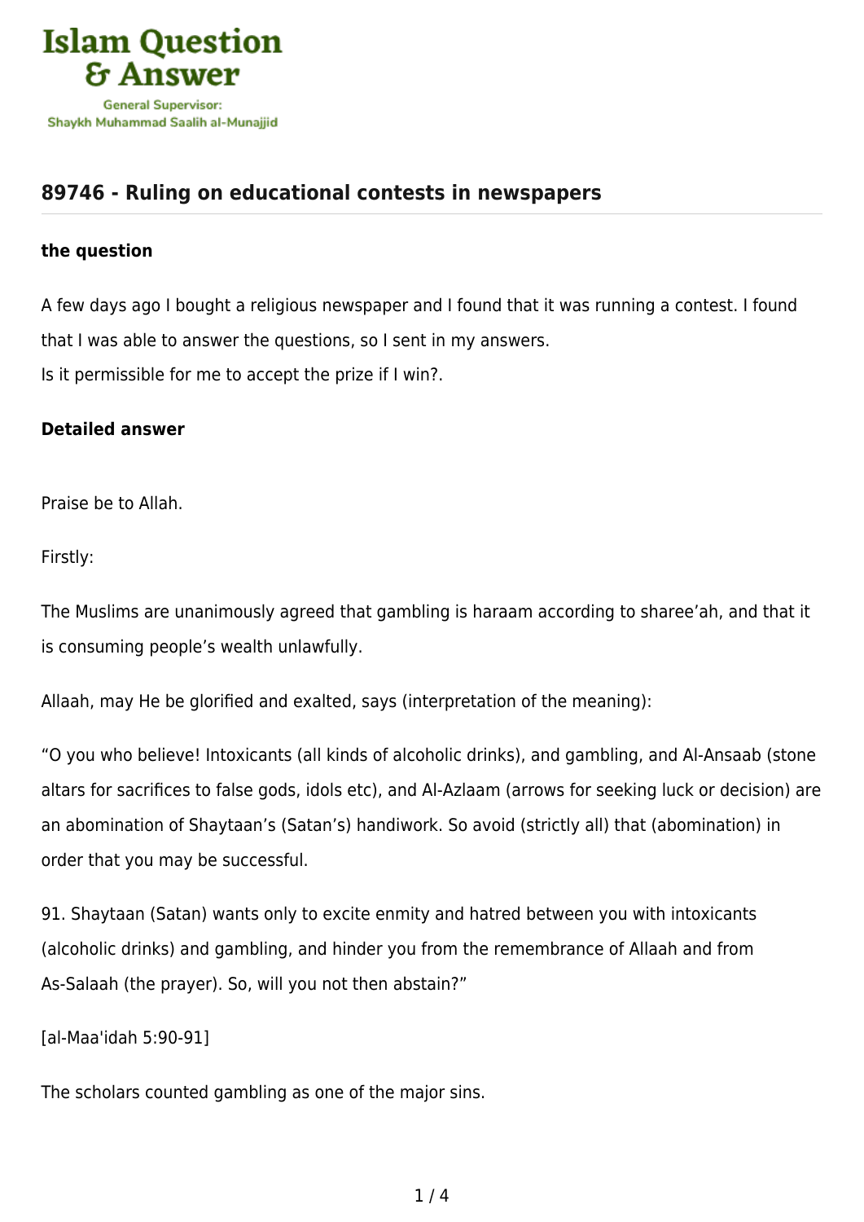Islam Question & Answer

General Supervisor: Shaykh Muhammad Saalih al-Munajjid

## 89746 - Ruling on educational contests in newspapers

### the question

A few days ago I bought a religious newspaper and I found that it was running a contest. I found that I was able to answer the questions, so I sent in my answers.
Is it permissible for me to accept the prize if I win?.

### Detailed answer

Praise be to Allah.

Firstly:

The Muslims are unanimously agreed that gambling is haraam according to sharee'ah, and that it is consuming people's wealth unlawfully.

Allaah, may He be glorified and exalted, says (interpretation of the meaning):

"O you who believe! Intoxicants (all kinds of alcoholic drinks), and gambling, and Al-Ansaab (stone altars for sacrifices to false gods, idols etc), and Al-Azlaam (arrows for seeking luck or decision) are an abomination of Shaytaan's (Satan's) handiwork. So avoid (strictly all) that (abomination) in order that you may be successful.

91. Shaytaan (Satan) wants only to excite enmity and hatred between you with intoxicants (alcoholic drinks) and gambling, and hinder you from the remembrance of Allaah and from As-Salaah (the prayer). So, will you not then abstain?"

[al-Maa'idah 5:90-91]

The scholars counted gambling as one of the major sins.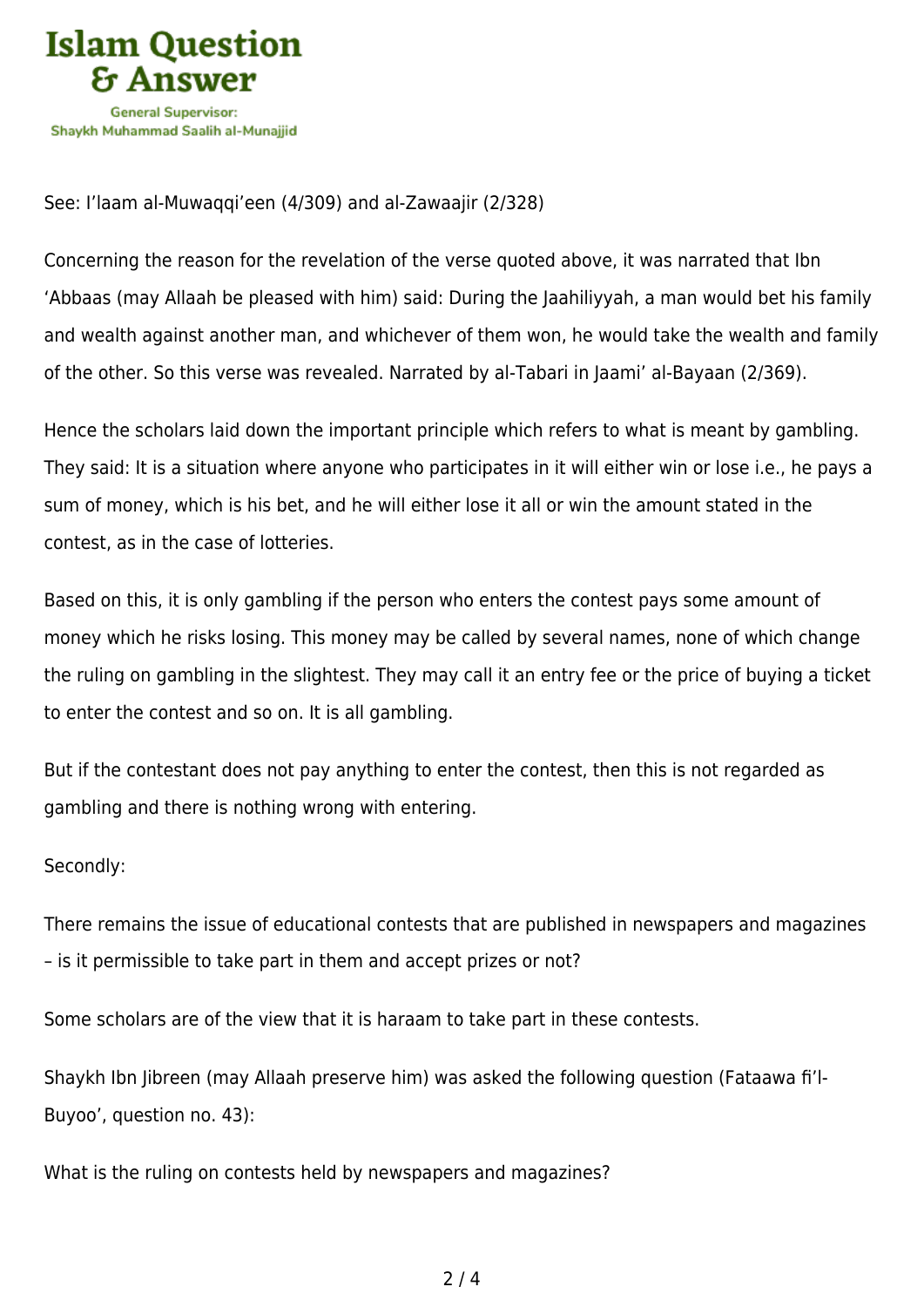See: I'laam al-Muwaqqi'een (4/309) and al-Zawaajir (2/328)

Concerning the reason for the revelation of the verse quoted above, it was narrated that Ibn 'Abbaas (may Allaah be pleased with him) said: During the Jaahiliyyah, a man would bet his family and wealth against another man, and whichever of them won, he would take the wealth and family of the other. So this verse was revealed. Narrated by al-Tabari in Jaami' al-Bayaan (2/369).

Hence the scholars laid down the important principle which refers to what is meant by gambling. They said: It is a situation where anyone who participates in it will either win or lose i.e., he pays a sum of money, which is his bet, and he will either lose it all or win the amount stated in the contest, as in the case of lotteries.

Based on this, it is only gambling if the person who enters the contest pays some amount of money which he risks losing. This money may be called by several names, none of which change the ruling on gambling in the slightest. They may call it an entry fee or the price of buying a ticket to enter the contest and so on. It is all gambling.

But if the contestant does not pay anything to enter the contest, then this is not regarded as gambling and there is nothing wrong with entering.

Secondly:

There remains the issue of educational contests that are published in newspapers and magazines – is it permissible to take part in them and accept prizes or not?

Some scholars are of the view that it is haraam to take part in these contests.

Shaykh Ibn Jibreen (may Allaah preserve him) was asked the following question (Fataawa fi'l-Buyoo', question no. 43):

What is the ruling on contests held by newspapers and magazines?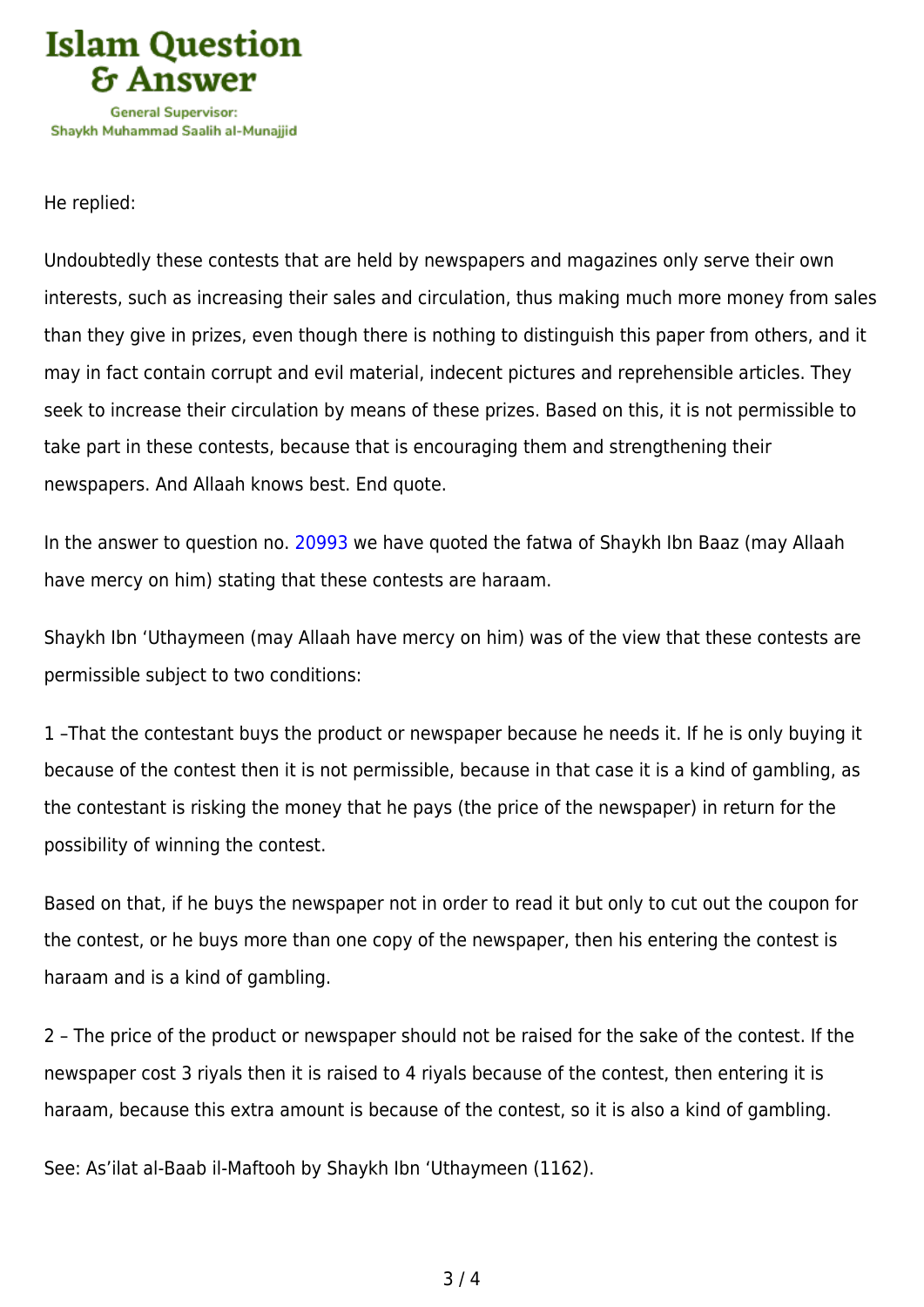He replied:

Undoubtedly these contests that are held by newspapers and magazines only serve their own interests, such as increasing their sales and circulation, thus making much more money from sales than they give in prizes, even though there is nothing to distinguish this paper from others, and it may in fact contain corrupt and evil material, indecent pictures and reprehensible articles. They seek to increase their circulation by means of these prizes. Based on this, it is not permissible to take part in these contests, because that is encouraging them and strengthening their newspapers. And Allaah knows best. End quote.

In the answer to question no. 20993 we have quoted the fatwa of Shaykh Ibn Baaz (may Allaah have mercy on him) stating that these contests are haraam.

Shaykh Ibn 'Uthaymeen (may Allaah have mercy on him) was of the view that these contests are permissible subject to two conditions:

1 –That the contestant buys the product or newspaper because he needs it. If he is only buying it because of the contest then it is not permissible, because in that case it is a kind of gambling, as the contestant is risking the money that he pays (the price of the newspaper) in return for the possibility of winning the contest.

Based on that, if he buys the newspaper not in order to read it but only to cut out the coupon for the contest, or he buys more than one copy of the newspaper, then his entering the contest is haraam and is a kind of gambling.

2 – The price of the product or newspaper should not be raised for the sake of the contest. If the newspaper cost 3 riyals then it is raised to 4 riyals because of the contest, then entering it is haraam, because this extra amount is because of the contest, so it is also a kind of gambling.

See: As'ilat al-Baab il-Maftooh by Shaykh Ibn 'Uthaymeen (1162).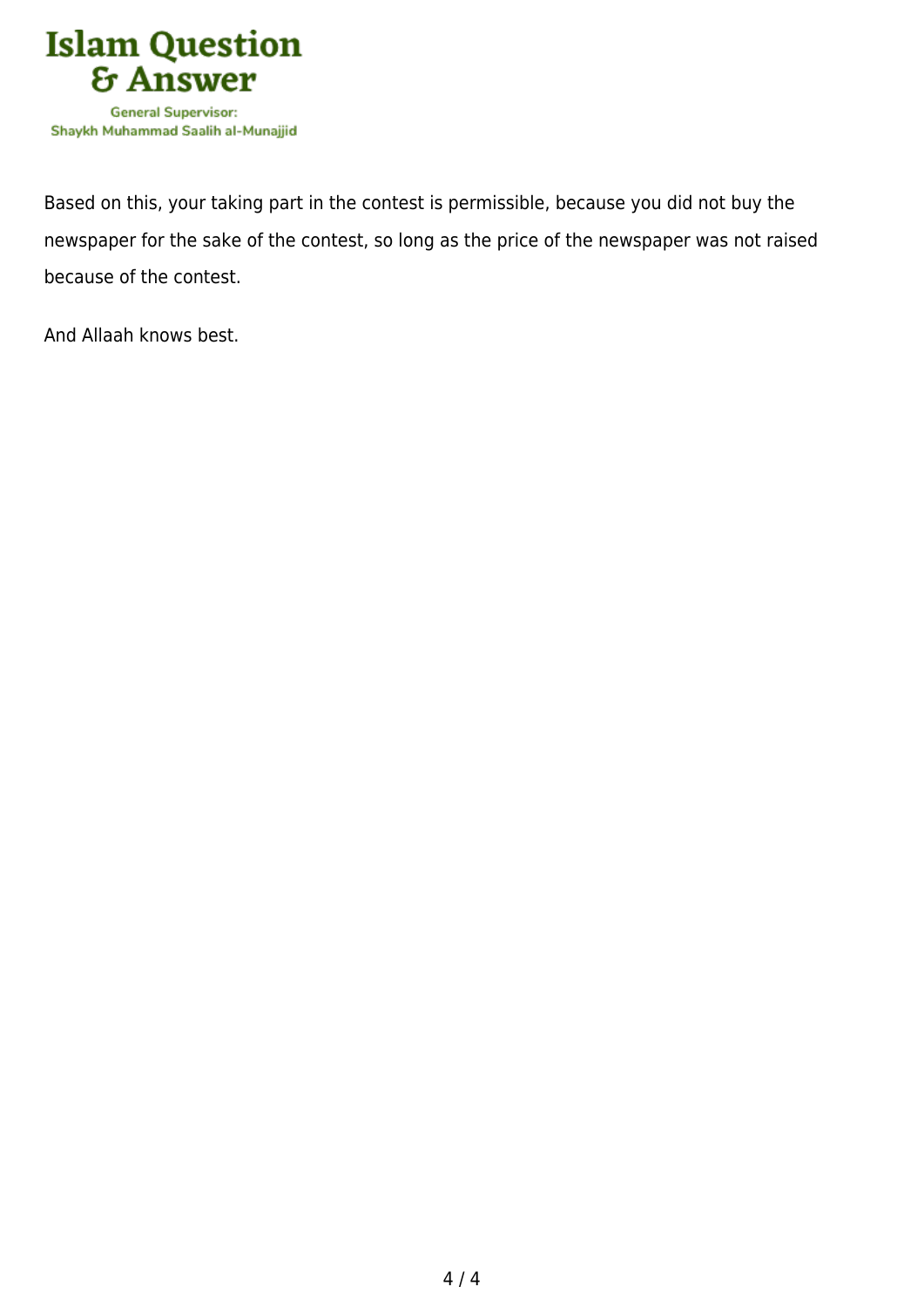Based on this, your taking part in the contest is permissible, because you did not buy the newspaper for the sake of the contest, so long as the price of the newspaper was not raised because of the contest.

And Allaah knows best.